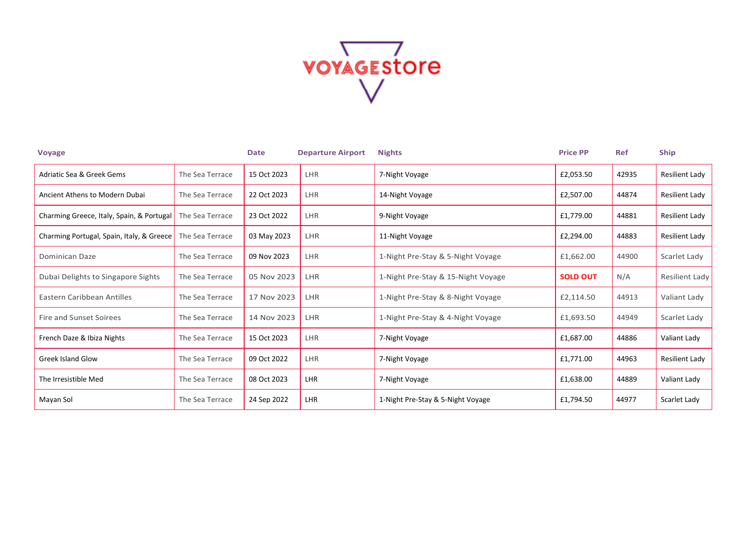VOYAGEstore

| Voyage | | Date | Departure Airport | Nights | Price PP | Ref | Ship |
|---|---|---|---|---|---|---|---|
| Adriatic Sea & Greek Gems | The Sea Terrace | 15 Oct 2023 | LHR | 7-Night Voyage | £2,053.50 | 42935 | Resilient Lady |
| Ancient Athens to Modern Dubai | The Sea Terrace | 22 Oct 2023 | LHR | 14-Night Voyage | £2,507.00 | 44874 | Resilient Lady |
| Charming Greece, Italy, Spain, & Portugal | The Sea Terrace | 23 Oct 2022 | LHR | 9-Night Voyage | £1,779.00 | 44881 | Resilient Lady |
| Charming Portugal, Spain, Italy, & Greece | The Sea Terrace | 03 May 2023 | LHR | 11-Night Voyage | £2,294.00 | 44883 | Resilient Lady |
| Dominican Daze | The Sea Terrace | 09 Nov 2023 | LHR | 1-Night Pre-Stay & 5-Night Voyage | £1,662.00 | 44900 | Scarlet Lady |
| Dubai Delights to Singapore Sights | The Sea Terrace | 05 Nov 2023 | LHR | 1-Night Pre-Stay & 15-Night Voyage | **SOLD OUT** | N/A | Resilient Lady |
| Eastern Caribbean Antilles | The Sea Terrace | 17 Nov 2023 | LHR | 1-Night Pre-Stay & 8-Night Voyage | £2,114.50 | 44913 | Valiant Lady |
| Fire and Sunset Soirees | The Sea Terrace | 14 Nov 2023 | LHR | 1-Night Pre-Stay & 4-Night Voyage | £1,693.50 | 44949 | Scarlet Lady |
| French Daze & Ibiza Nights | The Sea Terrace | 15 Oct 2023 | LHR | 7-Night Voyage | £1,687.00 | 44886 | Valiant Lady |
| Greek Island Glow | The Sea Terrace | 09 Oct 2022 | LHR | 7-Night Voyage | £1,771.00 | 44963 | Resilient Lady |
| The Irresistible Med | The Sea Terrace | 08 Oct 2023 | LHR | 7-Night Voyage | £1,638.00 | 44889 | Valiant Lady |
| Mayan Sol | The Sea Terrace | 24 Sep 2022 | LHR | 1-Night Pre-Stay & 5-Night Voyage | £1,794.50 | 44977 | Scarlet Lady |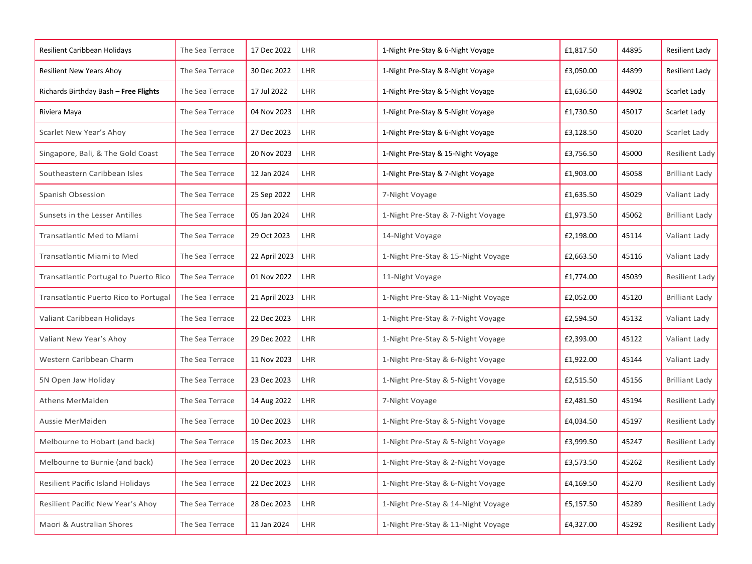| | | | | | | | |
|---|---|---|---|---|---|---|---|
| Resilient Caribbean Holidays | The Sea Terrace | 17 Dec 2022 | LHR | 1-Night Pre-Stay & 6-Night Voyage | £1,817.50 | 44895 | Resilient Lady |
| Resilient New Years Ahoy | The Sea Terrace | 30 Dec 2022 | LHR | 1-Night Pre-Stay & 8-Night Voyage | £3,050.00 | 44899 | Resilient Lady |
| Richards Birthday Bash – **Free Flights** | The Sea Terrace | 17 Jul 2022 | LHR | 1-Night Pre-Stay & 5-Night Voyage | £1,636.50 | 44902 | Scarlet Lady |
| Riviera Maya | The Sea Terrace | 04 Nov 2023 | LHR | 1-Night Pre-Stay & 5-Night Voyage | £1,730.50 | 45017 | Scarlet Lady |
| Scarlet New Year's Ahoy | The Sea Terrace | 27 Dec 2023 | LHR | 1-Night Pre-Stay & 6-Night Voyage | £3,128.50 | 45020 | Scarlet Lady |
| Singapore, Bali, & The Gold Coast | The Sea Terrace | 20 Nov 2023 | LHR | 1-Night Pre-Stay & 15-Night Voyage | £3,756.50 | 45000 | Resilient Lady |
| Southeastern Caribbean Isles | The Sea Terrace | 12 Jan 2024 | LHR | 1-Night Pre-Stay & 7-Night Voyage | £1,903.00 | 45058 | Brilliant Lady |
| Spanish Obsession | The Sea Terrace | 25 Sep 2022 | LHR | 7-Night Voyage | £1,635.50 | 45029 | Valiant Lady |
| Sunsets in the Lesser Antilles | The Sea Terrace | 05 Jan 2024 | LHR | 1-Night Pre-Stay & 7-Night Voyage | £1,973.50 | 45062 | Brilliant Lady |
| Transatlantic Med to Miami | The Sea Terrace | 29 Oct 2023 | LHR | 14-Night Voyage | £2,198.00 | 45114 | Valiant Lady |
| Transatlantic Miami to Med | The Sea Terrace | 22 April 2023 | LHR | 1-Night Pre-Stay & 15-Night Voyage | £2,663.50 | 45116 | Valiant Lady |
| Transatlantic Portugal to Puerto Rico | The Sea Terrace | 01 Nov 2022 | LHR | 11-Night Voyage | £1,774.00 | 45039 | Resilient Lady |
| Transatlantic Puerto Rico to Portugal | The Sea Terrace | 21 April 2023 | LHR | 1-Night Pre-Stay & 11-Night Voyage | £2,052.00 | 45120 | Brilliant Lady |
| Valiant Caribbean Holidays | The Sea Terrace | 22 Dec 2023 | LHR | 1-Night Pre-Stay & 7-Night Voyage | £2,594.50 | 45132 | Valiant Lady |
| Valiant New Year's Ahoy | The Sea Terrace | 29 Dec 2022 | LHR | 1-Night Pre-Stay & 5-Night Voyage | £2,393.00 | 45122 | Valiant Lady |
| Western Caribbean Charm | The Sea Terrace | 11 Nov 2023 | LHR | 1-Night Pre-Stay & 6-Night Voyage | £1,922.00 | 45144 | Valiant Lady |
| 5N Open Jaw Holiday | The Sea Terrace | 23 Dec 2023 | LHR | 1-Night Pre-Stay & 5-Night Voyage | £2,515.50 | 45156 | Brilliant Lady |
| Athens MerMaiden | The Sea Terrace | 14 Aug 2022 | LHR | 7-Night Voyage | £2,481.50 | 45194 | Resilient Lady |
| Aussie MerMaiden | The Sea Terrace | 10 Dec 2023 | LHR | 1-Night Pre-Stay & 5-Night Voyage | £4,034.50 | 45197 | Resilient Lady |
| Melbourne to Hobart (and back) | The Sea Terrace | 15 Dec 2023 | LHR | 1-Night Pre-Stay & 5-Night Voyage | £3,999.50 | 45247 | Resilient Lady |
| Melbourne to Burnie (and back) | The Sea Terrace | 20 Dec 2023 | LHR | 1-Night Pre-Stay & 2-Night Voyage | £3,573.50 | 45262 | Resilient Lady |
| Resilient Pacific Island Holidays | The Sea Terrace | 22 Dec 2023 | LHR | 1-Night Pre-Stay & 6-Night Voyage | £4,169.50 | 45270 | Resilient Lady |
| Resilient Pacific New Year's Ahoy | The Sea Terrace | 28 Dec 2023 | LHR | 1-Night Pre-Stay & 14-Night Voyage | £5,157.50 | 45289 | Resilient Lady |
| Maori & Australian Shores | The Sea Terrace | 11 Jan 2024 | LHR | 1-Night Pre-Stay & 11-Night Voyage | £4,327.00 | 45292 | Resilient Lady |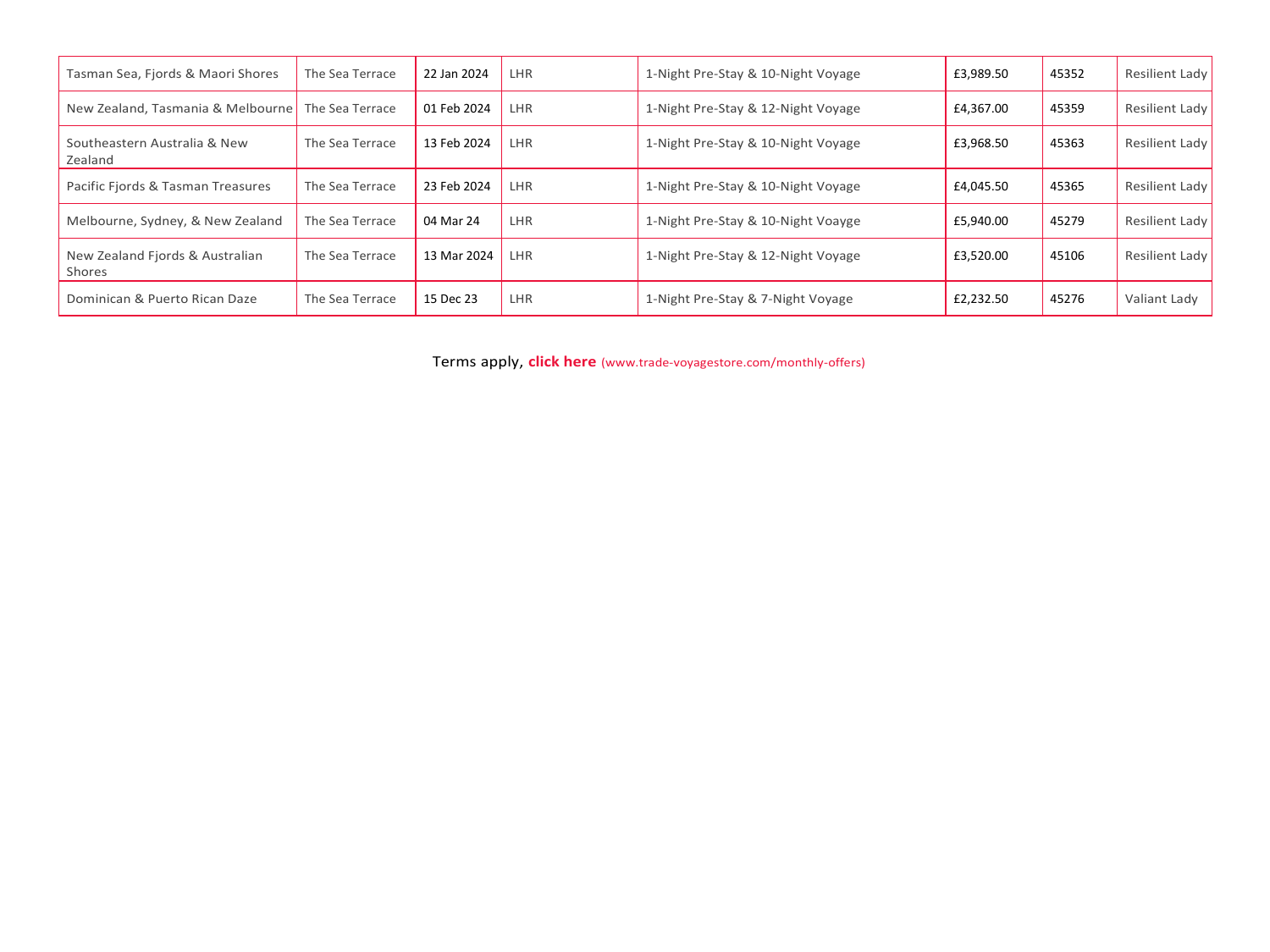| | | | | | | | |
|---|---|---|---|---|---|---|---|
| Tasman Sea, Fjords & Maori Shores | The Sea Terrace | 22 Jan 2024 | LHR | 1-Night Pre-Stay & 10-Night Voyage | £3,989.50 | 45352 | Resilient Lady |
| New Zealand, Tasmania & Melbourne | The Sea Terrace | 01 Feb 2024 | LHR | 1-Night Pre-Stay & 12-Night Voyage | £4,367.00 | 45359 | Resilient Lady |
| Southeastern Australia & New Zealand | The Sea Terrace | 13 Feb 2024 | LHR | 1-Night Pre-Stay & 10-Night Voyage | £3,968.50 | 45363 | Resilient Lady |
| Pacific Fjords & Tasman Treasures | The Sea Terrace | 23 Feb 2024 | LHR | 1-Night Pre-Stay & 10-Night Voyage | £4,045.50 | 45365 | Resilient Lady |
| Melbourne, Sydney, & New Zealand | The Sea Terrace | 04 Mar 24 | LHR | 1-Night Pre-Stay & 10-Night Voayge | £5,940.00 | 45279 | Resilient Lady |
| New Zealand Fjords & Australian Shores | The Sea Terrace | 13 Mar 2024 | LHR | 1-Night Pre-Stay & 12-Night Voyage | £3,520.00 | 45106 | Resilient Lady |
| Dominican & Puerto Rican Daze | The Sea Terrace | 15 Dec 23 | LHR | 1-Night Pre-Stay & 7-Night Voyage | £2,232.50 | 45276 | Valiant Lady |

Terms apply, **click here** (www.trade-voyagestore.com/monthly-offers)